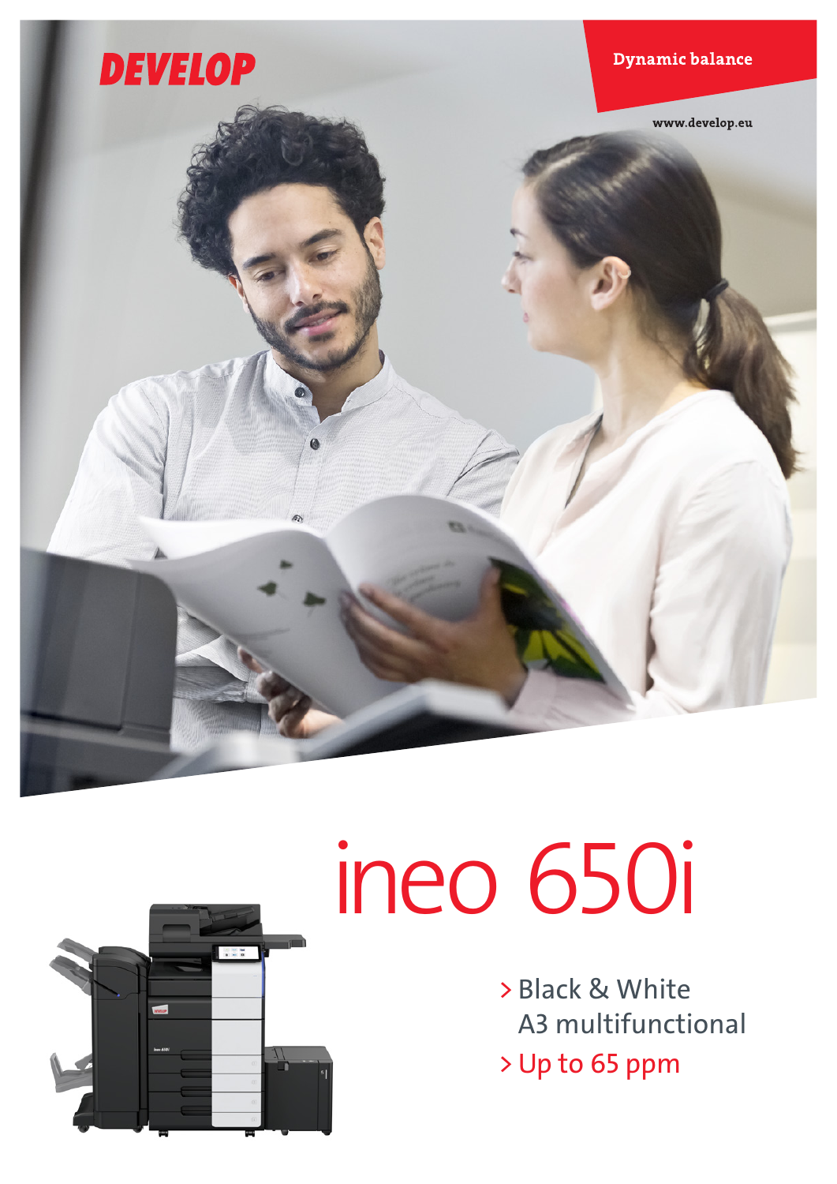DEVELOP

Dynamic balance

www.develop.eu

# ineo 650i

- Black & White A3 multifunctional
- Up to 65 ppm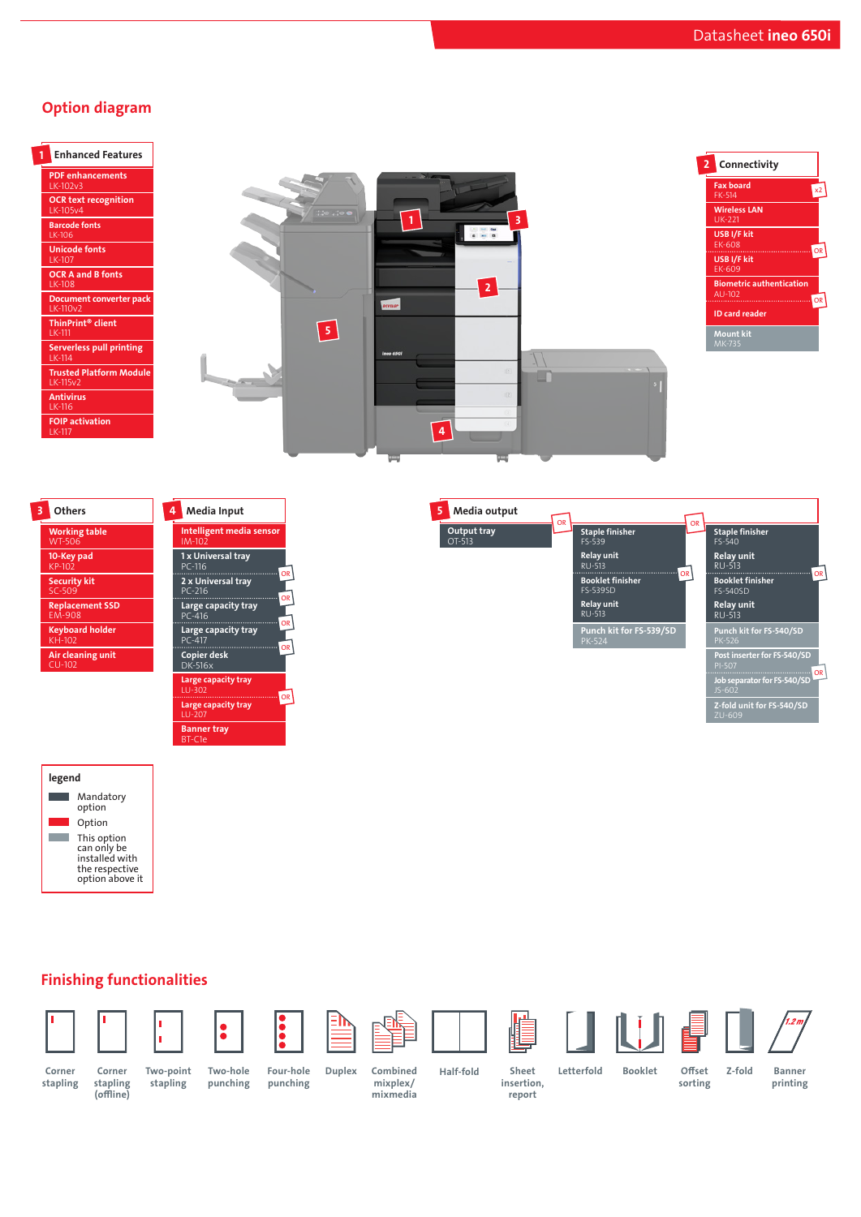## Option diagram

### 1 Enhanced Features

- PDF enhancements LK-102v3
- OCR text recognition LK-105v4
- Barcode fonts LK-106
- Unicode fonts LK-107
- OCR A and B fonts LK-108
- Document converter pack LK-110v2
- ThinPrint® client LK-111
- Serverless pull printing LK-114
- Trusted Platform Module LK-115v2
- Antivirus LK-116
- FOIP activation LK-117

### 2 Connectivity

- Fax board FK-514 (x2)
- Wireless LAN UK-221
- USB I/F kit EK-608
- OR
- USB I/F kit EK-609
- Biometric authentication AU-102
- OR
- ID card reader
- Mount kit MK-735

### 3 Others

- Working table WT-506
- 10-Key pad KP-102
- Security kit SC-509
- Replacement SSD EM-908
- Keyboard holder KH-102
- Air cleaning unit CU-102

### 4 Media Input

- Intelligent media sensor IM-102
- 1 x Universal tray PC-116
- OR
- 2 x Universal tray PC-216
- OR
- Large capacity tray PC-416
- OR
- Large capacity tray PC-417
- OR
- Copier desk DK-516x
- Large capacity tray LU-302
- OR
- Large capacity tray LU-207
- Banner tray BT-C1e

### 5 Media output

- Output tray OT-513

OR

- Staple finisher FS-539
- Relay unit RU-513
- OR
- Booklet finisher FS-539SD
- Relay unit RU-513
- Punch kit for FS-539/SD PK-524

OR

- Staple finisher FS-540
- Relay unit RU-513
- OR
- Booklet finisher FS-540SD
- Relay unit RU-513
- Punch kit for FS-540/SD PK-526
- Post inserter for FS-540/SD PI-507
- OR
- Job separator for FS-540/SD JS-602
- Z-fold unit for FS-540/SD ZU-609

### legend

- Mandatory option
- Option
- This option can only be installed with the respective option above it

## Finishing functionalities

Corner stapling · Corner stapling (offline) · Two-point stapling · Two-hole punching · Four-hole punching · Duplex · Combined mixplex/mixmedia · Half-fold · Sheet insertion, report · Letterfold · Booklet · Offset sorting · Z-fold · Banner printing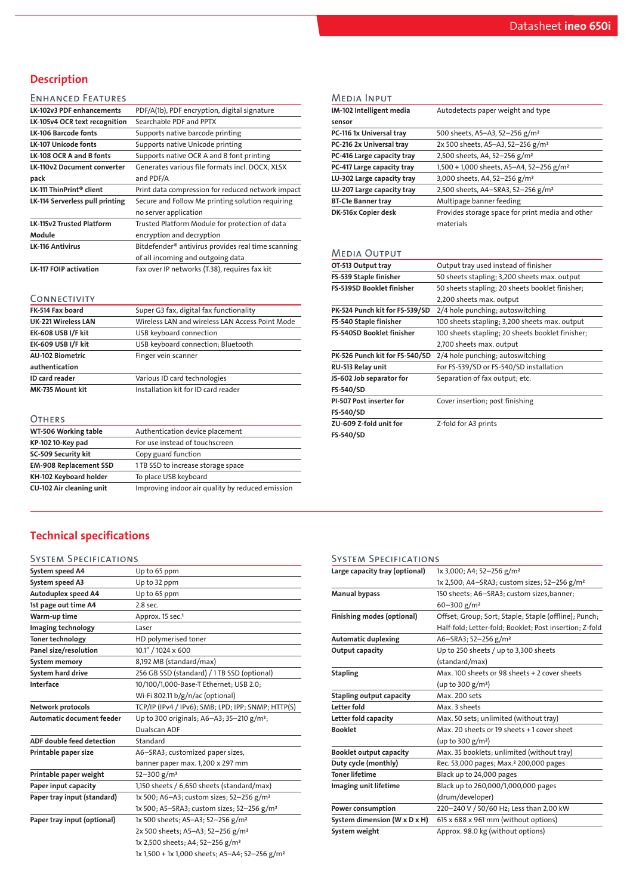## Description

### Enhanced Features

| | |
|---|---|
| LK-102v3 PDF enhancements | PDF/A(1b), PDF encryption, digital signature |
| LK-105v4 OCR text recognition | Searchable PDF and PPTX |
| LK-106 Barcode fonts | Supports native barcode printing |
| LK-107 Unicode fonts | Supports native Unicode printing |
| LK-108 OCR A and B fonts | Supports native OCR A and B font printing |
| LK-110v2 Document converter pack | Generates various file formats incl. DOCX, XLSX and PDF/A |
| LK-111 ThinPrint® client | Print data compression for reduced network impact |
| LK-114 Serverless pull printing | Secure and Follow Me printing solution requiring no server application |
| LK-115v2 Trusted Platform Module | Trusted Platform Module for protection of data encryption and decryption |
| LK-116 Antivirus | Bitdefender® antivirus provides real time scanning of all incoming and outgoing data |
| LK-117 FOIP activation | Fax over IP networks (T.38), requires fax kit |

### Connectivity

| | |
|---|---|
| FK-514 Fax board | Super G3 fax, digital fax functionality |
| UK-221 Wireless LAN | Wireless LAN and wireless LAN Access Point Mode |
| EK-608 USB I/F kit | USB keyboard connection |
| EK-609 USB I/F kit | USB keyboard connection; Bluetooth |
| AU-102 Biometric authentication | Finger vein scanner |
| ID card reader | Various ID card technologies |
| MK-735 Mount kit | Installation kit for ID card reader |

### Others

| | |
|---|---|
| WT-506 Working table | Authentication device placement |
| KP-102 10-Key pad | For use instead of touchscreen |
| SC-509 Security kit | Copy guard function |
| EM-908 Replacement SSD | 1 TB SSD to increase storage space |
| KH-102 Keyboard holder | To place USB keyboard |
| CU-102 Air cleaning unit | Improving indoor air quality by reduced emission |

### Media Input

| | |
|---|---|
| IM-102 Intelligent media sensor | Autodetects paper weight and type |
| PC-116 1x Universal tray | 500 sheets, A5–A3, 52–256 g/m² |
| PC-216 2x Universal tray | 2x 500 sheets, A5–A3, 52–256 g/m² |
| PC-416 Large capacity tray | 2,500 sheets, A4, 52–256 g/m² |
| PC-417 Large capacity tray | 1,500 + 1,000 sheets, A5–A4, 52–256 g/m² |
| LU-302 Large capacity tray | 3,000 sheets, A4, 52–256 g/m² |
| LU-207 Large capacity tray | 2,500 sheets, A4–SRA3, 52–256 g/m² |
| BT-C1e Banner tray | Multipage banner feeding |
| DK-516x Copier desk | Provides storage space for print media and other materials |

### Media Output

| | |
|---|---|
| OT-513 Output tray | Output tray used instead of finisher |
| FS-539 Staple finisher | 50 sheets stapling; 3,200 sheets max. output |
| FS-539SD Booklet finisher | 50 sheets stapling; 20 sheets booklet finisher; 2,200 sheets max. output |
| PK-524 Punch kit for FS-539/SD | 2/4 hole punching; autoswitching |
| FS-540 Staple finisher | 100 sheets stapling; 3,200 sheets max. output |
| FS-540SD Booklet finisher | 100 sheets stapling; 20 sheets booklet finisher; 2,700 sheets max. output |
| PK-526 Punch kit for FS-540/SD | 2/4 hole punching; autoswitching |
| RU-513 Relay unit | For FS-539/SD or FS-540/SD installation |
| JS-602 Job separator for FS-540/SD | Separation of fax output; etc. |
| PI-507 Post inserter for FS-540/SD | Cover insertion; post finishing |
| ZU-609 Z-fold unit for FS-540/SD | Z-fold for A3 prints |

## Technical specifications

### System Specifications

| | |
|---|---|
| System speed A4 | Up to 65 ppm |
| System speed A3 | Up to 32 ppm |
| Autoduplex speed A4 | Up to 65 ppm |
| 1st page out time A4 | 2.8 sec. |
| Warm-up time | Approx. 15 sec.[1] |
| Imaging technology | Laser |
| Toner technology | HD polymerised toner |
| Panel size/resolution | 10.1" / 1024 x 600 |
| System memory | 8,192 MB (standard/max) |
| System hard drive | 256 GB SSD (standard) / 1 TB SSD (optional) |
| Interface | 10/100/1,000-Base-T Ethernet; USB 2.0; Wi-Fi 802.11 b/g/n/ac (optional) |
| Network protocols | TCP/IP (IPv4 / IPv6); SMB; LPD; IPP; SNMP; HTTP(S) |
| Automatic document feeder | Up to 300 originals; A6–A3; 35–210 g/m²; Dualscan ADF |
| ADF double feed detection | Standard |
| Printable paper size | A6–SRA3; customized paper sizes, banner paper max. 1,200 x 297 mm |
| Printable paper weight | 52–300 g/m² |
| Paper input capacity | 1,150 sheets / 6,650 sheets (standard/max) |
| Paper tray input (standard) | 1x 500; A6–A3; custom sizes; 52–256 g/m²<br>1x 500; A5–SRA3; custom sizes; 52–256 g/m² |
| Paper tray input (optional) | 1x 500 sheets; A5–A3; 52–256 g/m²<br>2x 500 sheets; A5–A3; 52–256 g/m²<br>1x 2,500 sheets; A4; 52–256 g/m²<br>1x 1,500 + 1x 1,000 sheets; A5–A4; 52–256 g/m² |
| Large capacity tray (optional) | 1x 3,000; A4; 52–256 g/m²<br>1x 2,500; A4–SRA3; custom sizes; 52–256 g/m² |
| Manual bypass | 150 sheets; A6–SRA3; custom sizes,banner; 60–300 g/m² |
| Finishing modes (optional) | Offset; Group; Sort; Staple; Staple (offline); Punch; Half-fold; Letter-fold; Booklet; Post insertion; Z-fold |
| Automatic duplexing | A6–SRA3; 52–256 g/m² |
| Output capacity | Up to 250 sheets / up to 3,300 sheets (standard/max) |
| Stapling | Max. 100 sheets or 98 sheets + 2 cover sheets (up to 300 g/m²) |
| Stapling output capacity | Max. 200 sets |
| Letter fold | Max. 3 sheets |
| Letter fold capacity | Max. 50 sets; unlimited (without tray) |
| Booklet | Max. 20 sheets or 19 sheets + 1 cover sheet (up to 300 g/m²) |
| Booklet output capacity | Max. 35 booklets; unlimited (without tray) |
| Duty cycle (monthly) | Rec. 53,000 pages; Max.[2] 200,000 pages |
| Toner lifetime | Black up to 24,000 pages |
| Imaging unit lifetime | Black up to 260,000/1,000,000 pages (drum/developer) |
| Power consumption | 220–240 V / 50/60 Hz; Less than 2.00 kW |
| System dimension (W x D x H) | 615 x 688 x 961 mm (without options) |
| System weight | Approx. 98.0 kg (without options) |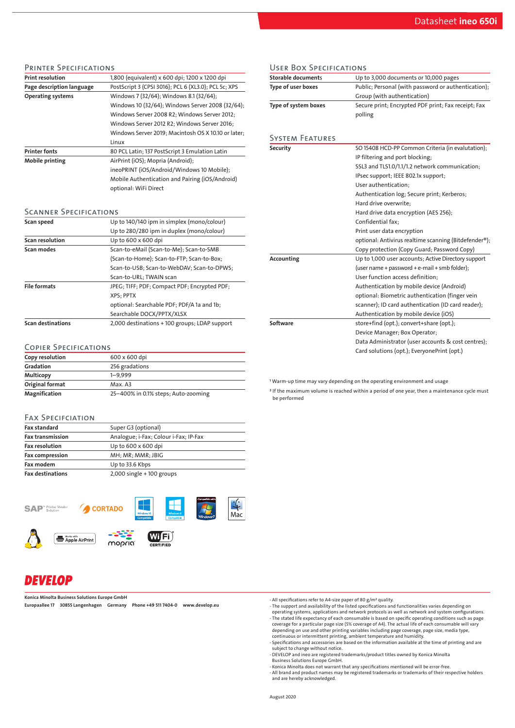## Printer Specifications

| | |
|---|---|
| Print resolution | 1,800 (equivalent) x 600 dpi; 1200 x 1200 dpi |
| Page description language | PostScript 3 (CPSI 3016); PCL 6 (XL3.0); PCL 5c; XPS |
| Operating systems | Windows 7 (32/64); Windows 8.1 (32/64); Windows 10 (32/64); Windows Server 2008 (32/64); Windows Server 2008 R2; Windows Server 2012; Windows Server 2012 R2; Windows Server 2016; Windows Server 2019; Macintosh OS X 10.10 or later; Linux |
| Printer fonts | 80 PCL Latin; 137 PostScript 3 Emulation Latin |
| Mobile printing | AirPrint (iOS); Mopria (Android); ineoPRINT (iOS/Android/Windows 10 Mobile); Mobile Authentication and Pairing (iOS/Android) optional: WiFi Direct |

## Scanner Specifications

| | |
|---|---|
| Scan speed | Up to 140/140 ipm in simplex (mono/colour) Up to 280/280 ipm in duplex (mono/colour) |
| Scan resolution | Up to 600 x 600 dpi |
| Scan modes | Scan-to-eMail (Scan-to-Me); Scan-to-SMB (Scan-to-Home); Scan-to-FTP; Scan-to-Box; Scan-to-USB; Scan-to-WebDAV; Scan-to-DPWS; Scan-to-URL; TWAIN scan |
| File formats | JPEG; TIFF; PDF; Compact PDF; Encrypted PDF; XPS; PPTX optional: Searchable PDF; PDF/A 1a and 1b; Searchable DOCX/PPTX/XLSX |
| Scan destinations | 2,000 destinations + 100 groups; LDAP support |

## Copier Specifications

| | |
|---|---|
| Copy resolution | 600 x 600 dpi |
| Gradation | 256 gradations |
| Multicopy | 1–9,999 |
| Original format | Max. A3 |
| Magnification | 25–400% in 0.1% steps; Auto-zooming |

## Fax Specification

| | |
|---|---|
| Fax standard | Super G3 (optional) |
| Fax transmission | Analogue; i-Fax; Colour i-Fax; IP-Fax |
| Fax resolution | Up to 600 x 600 dpi |
| Fax compression | MH; MR; MMR; JBIG |
| Fax modem | Up to 33.6 Kbps |
| Fax destinations | 2,000 single + 100 groups |

## User Box Specifications

| | |
|---|---|
| Storable documents | Up to 3,000 documents or 10,000 pages |
| Type of user boxes | Public; Personal (with password or authentication); Group (with authentication) |
| Type of system boxes | Secure print; Encrypted PDF print; Fax receipt; Fax polling |

## System Features

| | |
|---|---|
| Security | SO 15408 HCD-PP Common Criteria (in evalutation); IP filtering and port blocking; SSL3 and TLS1.0/1.1/1.2 network communication; IPsec support; IEEE 802.1x support; User authentication; Authentication log; Secure print; Kerberos; Hard drive overwrite; Hard drive data encryption (AES 256); Confidential fax; Print user data encryption optional: Antivirus realtime scanning (Bitdefender®); Copy protection (Copy Guard; Password Copy) |
| Accounting | Up to 1,000 user accounts; Active Directory support (user name + password + e-mail + smb folder); User function access definition; Authentication by mobile device (Android) optional: Biometric authentication (finger vein scanner); ID card authentication (ID card reader); Authentication by mobile device (iOS) |
| Software | store+find (opt.); convert+share (opt.); Device Manager; Box Operator; Data Administrator (user accounts & cost centres); Card solutions (opt.); EveryonePrint (opt.) |

[1] Warm-up time may vary depending on the operating environment and usage

[2] If the maximum volume is reached within a period of one year, then a maintenance cycle must be performed

DEVELOP

**Konica Minolta Business Solutions Europe GmbH**
**Europaallee 17 30855 Langenhagen Germany Phone +49 511 7404-0 www.develop.eu**

- All specifications refer to A4-size paper of 80 g/m² quality.
- The support and availability of the listed specifications and functionalities varies depending on operating systems, applications and network protocols as well as network and system configurations.
- The stated life expectancy of each consumable is based on specific operating conditions such as page coverage for a particular page size (5% coverage of A4). The actual life of each consumable will vary depending on use and other printing variables including page coverage, page size, media type, continuous or intermittent printing, ambient temperature and humidity.
- Specifications and accessories are based on the information available at the time of printing and are subject to change without notice.
- DEVELOP and ineo are registered trademarks/product titles owned by Konica Minolta Business Solutions Europe GmbH.
- Konica Minolta does not warrant that any specifications mentioned will be error-free.
- All brand and product names may be registered trademarks or trademarks of their respective holders and are hereby acknowledged.

August 2020